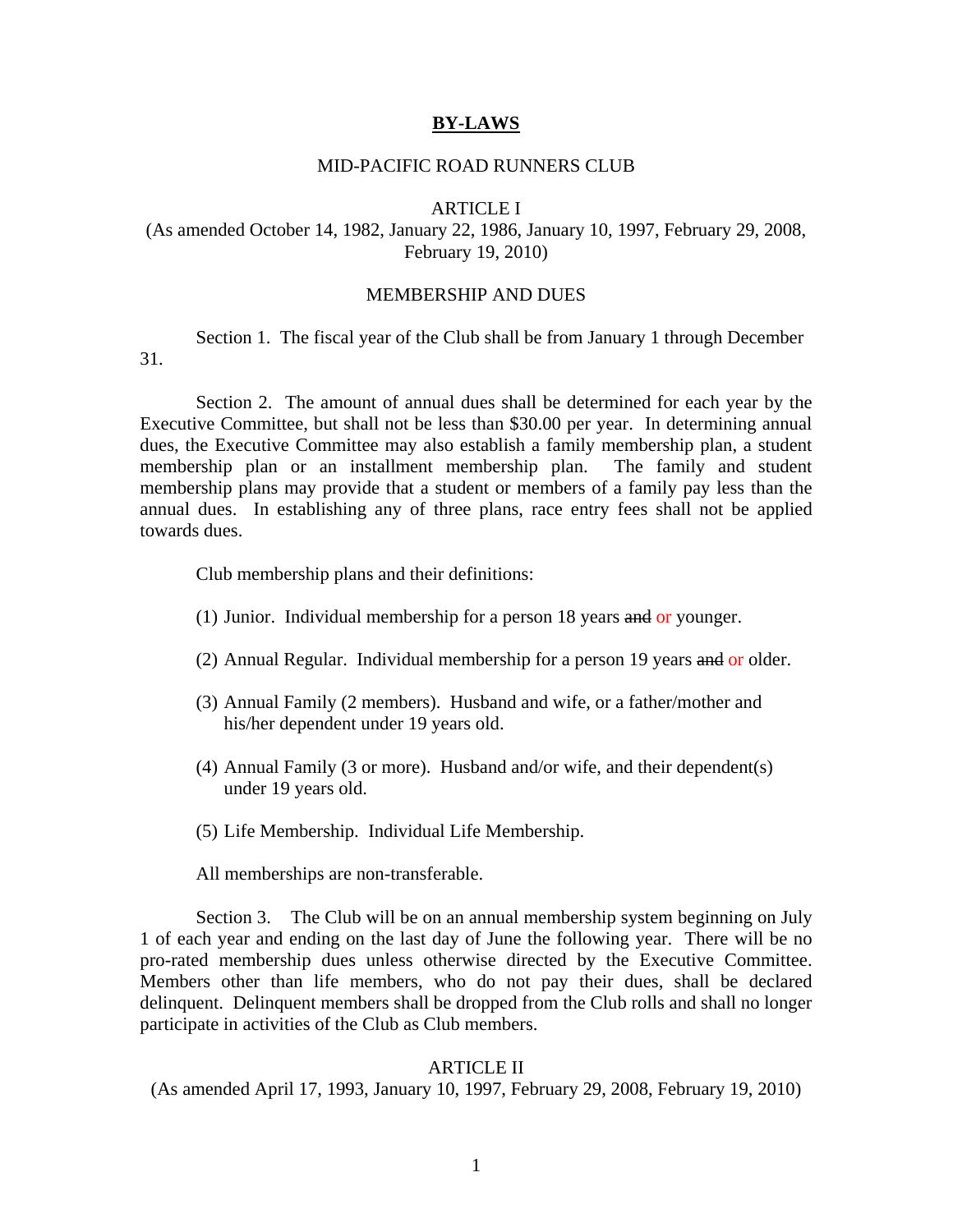# BY-LAWS

MID-PACIFIC ROAD RUNNERS CLUB

## ARTICLE I

(As amended October 14, 1982, January 22, 1986, January 10, 1997, February 29, 2008, February 19, 2010)

### MEMBERSHIP AND DUES

Section 1. The fiscal year of the Club shall be from January 1 through December 31.

Section 2. The amount of annual dues shall be determined for each year by the Executive Committee, but shall not be less than $30.00 per year. In determining annual dues, the Executive Committee may also establish a family membership plan, a student membership plan or an installment membership plan. The family and student membership plans may provide that a student or members of a family pay less than the annual dues. In establishing any of three plans, race entry fees shall not be applied towards dues.

Club membership plans and their definitions:

(1) Junior. Individual membership for a person 18 years ~~and~~ or younger.

(2) Annual Regular. Individual membership for a person 19 years ~~and~~ or older.

(3) Annual Family (2 members). Husband and wife, or a father/mother and his/her dependent under 19 years old.

(4) Annual Family (3 or more). Husband and/or wife, and their dependent(s) under 19 years old.

(5) Life Membership. Individual Life Membership.

All memberships are non-transferable.

Section 3. The Club will be on an annual membership system beginning on July 1 of each year and ending on the last day of June the following year. There will be no pro-rated membership dues unless otherwise directed by the Executive Committee. Members other than life members, who do not pay their dues, shall be declared delinquent. Delinquent members shall be dropped from the Club rolls and shall no longer participate in activities of the Club as Club members.

## ARTICLE II

(As amended April 17, 1993, January 10, 1997, February 29, 2008, February 19, 2010)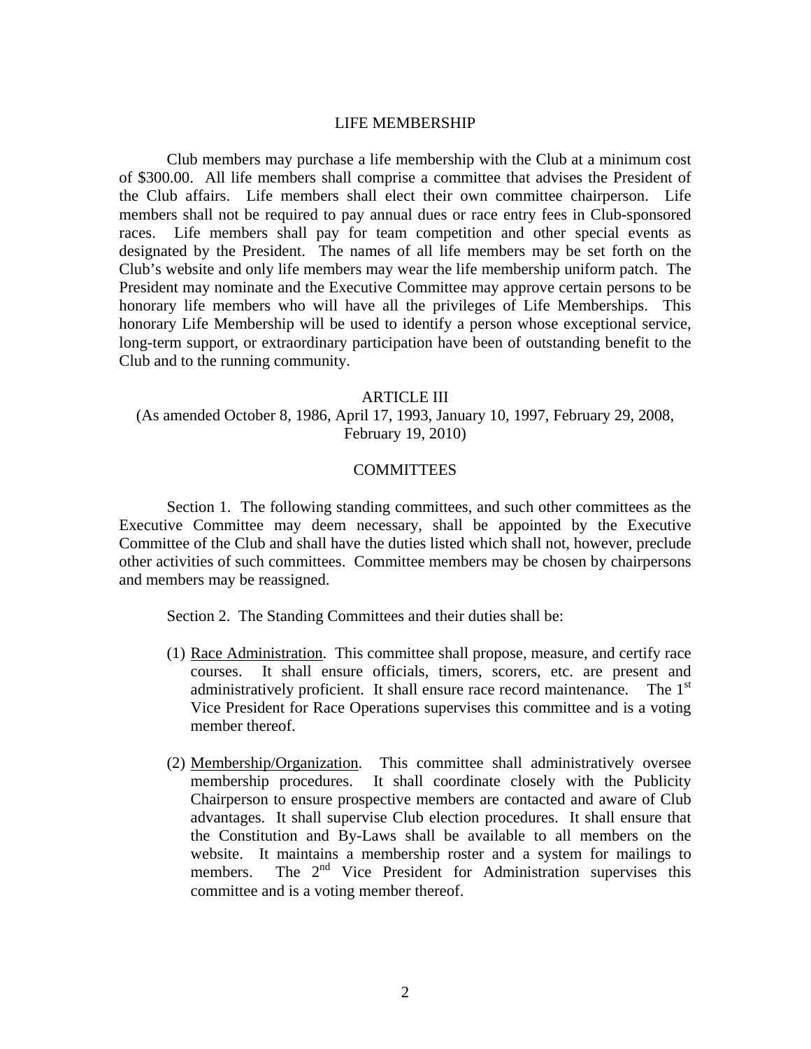## LIFE MEMBERSHIP

Club members may purchase a life membership with the Club at a minimum cost of $300.00. All life members shall comprise a committee that advises the President of the Club affairs. Life members shall elect their own committee chairperson. Life members shall not be required to pay annual dues or race entry fees in Club-sponsored races. Life members shall pay for team competition and other special events as designated by the President. The names of all life members may be set forth on the Club's website and only life members may wear the life membership uniform patch. The President may nominate and the Executive Committee may approve certain persons to be honorary life members who will have all the privileges of Life Memberships. This honorary Life Membership will be used to identify a person whose exceptional service, long-term support, or extraordinary participation have been of outstanding benefit to the Club and to the running community.

## ARTICLE III

(As amended October 8, 1986, April 17, 1993, January 10, 1997, February 29, 2008, February 19, 2010)

## COMMITTEES

Section 1. The following standing committees, and such other committees as the Executive Committee may deem necessary, shall be appointed by the Executive Committee of the Club and shall have the duties listed which shall not, however, preclude other activities of such committees. Committee members may be chosen by chairpersons and members may be reassigned.

Section 2. The Standing Committees and their duties shall be:

(1) Race Administration. This committee shall propose, measure, and certify race courses. It shall ensure officials, timers, scorers, etc. are present and administratively proficient. It shall ensure race record maintenance. The 1st Vice President for Race Operations supervises this committee and is a voting member thereof.

(2) Membership/Organization. This committee shall administratively oversee membership procedures. It shall coordinate closely with the Publicity Chairperson to ensure prospective members are contacted and aware of Club advantages. It shall supervise Club election procedures. It shall ensure that the Constitution and By-Laws shall be available to all members on the website. It maintains a membership roster and a system for mailings to members. The 2nd Vice President for Administration supervises this committee and is a voting member thereof.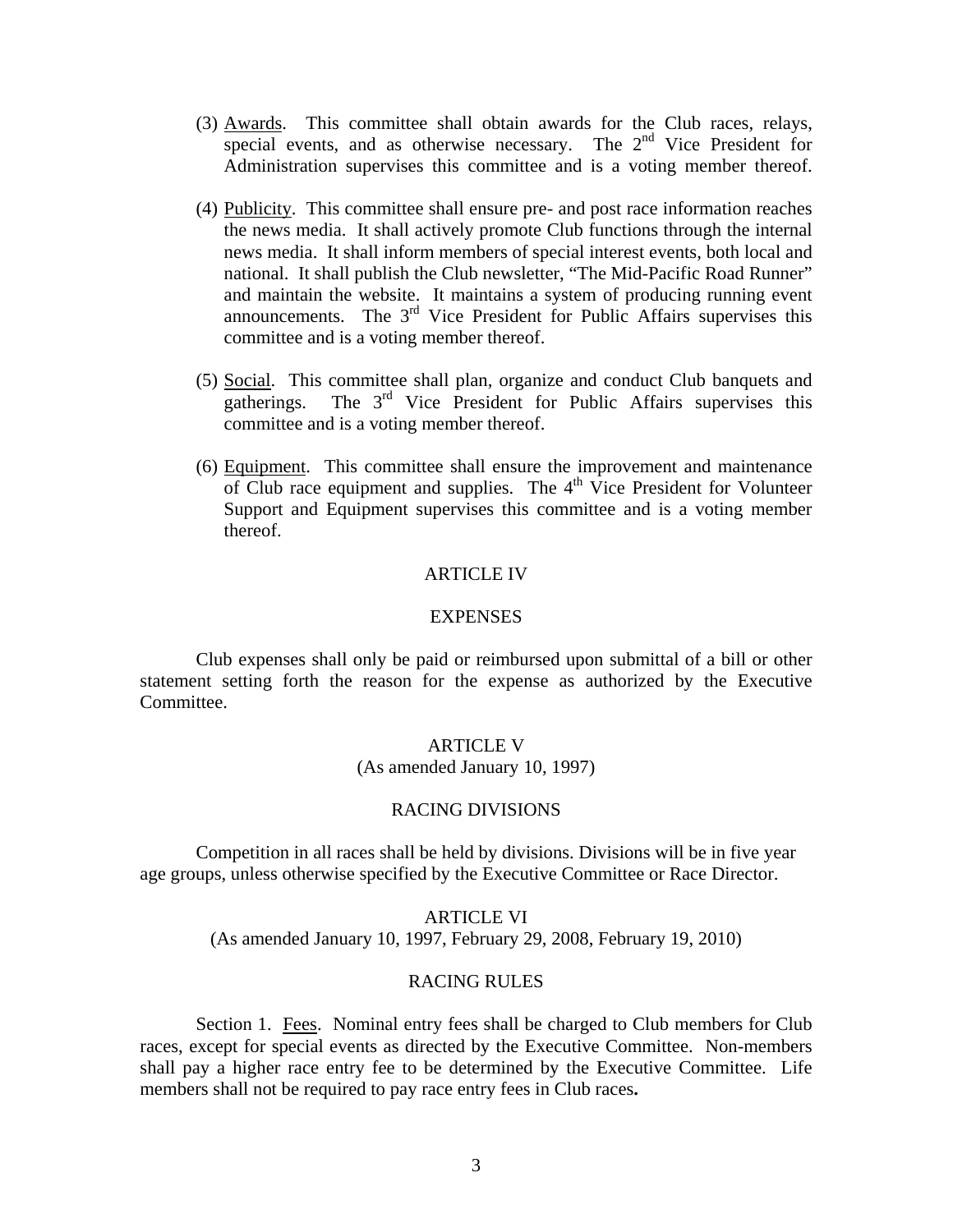(3) Awards. This committee shall obtain awards for the Club races, relays, special events, and as otherwise necessary. The 2nd Vice President for Administration supervises this committee and is a voting member thereof.

(4) Publicity. This committee shall ensure pre- and post race information reaches the news media. It shall actively promote Club functions through the internal news media. It shall inform members of special interest events, both local and national. It shall publish the Club newsletter, "The Mid-Pacific Road Runner" and maintain the website. It maintains a system of producing running event announcements. The 3rd Vice President for Public Affairs supervises this committee and is a voting member thereof.

(5) Social. This committee shall plan, organize and conduct Club banquets and gatherings. The 3rd Vice President for Public Affairs supervises this committee and is a voting member thereof.

(6) Equipment. This committee shall ensure the improvement and maintenance of Club race equipment and supplies. The 4th Vice President for Volunteer Support and Equipment supervises this committee and is a voting member thereof.

## ARTICLE IV

## EXPENSES

Club expenses shall only be paid or reimbursed upon submittal of a bill or other statement setting forth the reason for the expense as authorized by the Executive Committee.

## ARTICLE V

(As amended January 10, 1997)

## RACING DIVISIONS

Competition in all races shall be held by divisions. Divisions will be in five year age groups, unless otherwise specified by the Executive Committee or Race Director.

## ARTICLE VI

(As amended January 10, 1997, February 29, 2008, February 19, 2010)

## RACING RULES

Section 1. Fees. Nominal entry fees shall be charged to Club members for Club races, except for special events as directed by the Executive Committee. Non-members shall pay a higher race entry fee to be determined by the Executive Committee. Life members shall not be required to pay race entry fees in Club races**.**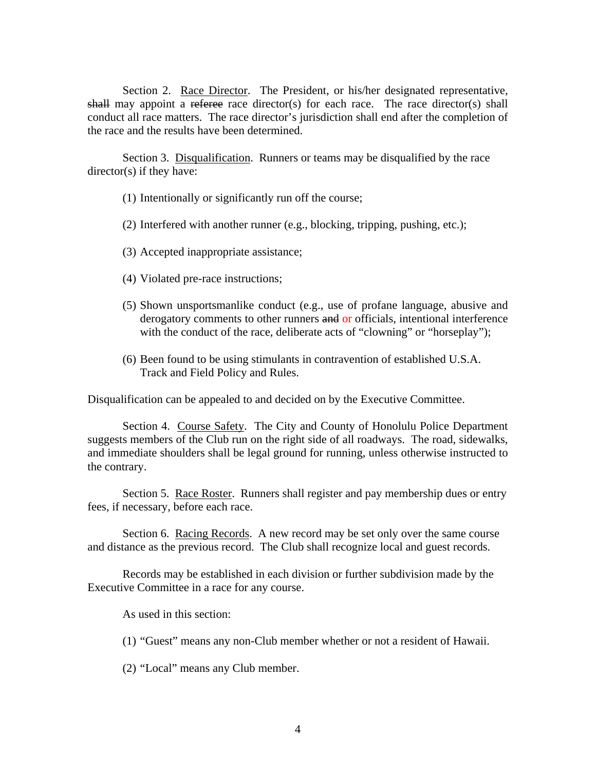Section 2. <u>Race Director</u>. The President, or his/her designated representative, ~~shall~~ may appoint a ~~referee~~ race director(s) for each race. The race director(s) shall conduct all race matters. The race director's jurisdiction shall end after the completion of the race and the results have been determined.

Section 3. <u>Disqualification</u>. Runners or teams may be disqualified by the race director(s) if they have:

(1) Intentionally or significantly run off the course;

(2) Interfered with another runner (e.g., blocking, tripping, pushing, etc.);

(3) Accepted inappropriate assistance;

(4) Violated pre-race instructions;

(5) Shown unsportsmanlike conduct (e.g., use of profane language, abusive and derogatory comments to other runners ~~and~~ or officials, intentional interference with the conduct of the race, deliberate acts of "clowning" or "horseplay");

(6) Been found to be using stimulants in contravention of established U.S.A. Track and Field Policy and Rules.

Disqualification can be appealed to and decided on by the Executive Committee.

Section 4. <u>Course Safety</u>. The City and County of Honolulu Police Department suggests members of the Club run on the right side of all roadways. The road, sidewalks, and immediate shoulders shall be legal ground for running, unless otherwise instructed to the contrary.

Section 5. <u>Race Roster</u>. Runners shall register and pay membership dues or entry fees, if necessary, before each race.

Section 6. <u>Racing Records</u>. A new record may be set only over the same course and distance as the previous record. The Club shall recognize local and guest records.

Records may be established in each division or further subdivision made by the Executive Committee in a race for any course.

As used in this section:

(1) "Guest" means any non-Club member whether or not a resident of Hawaii.

(2) "Local" means any Club member.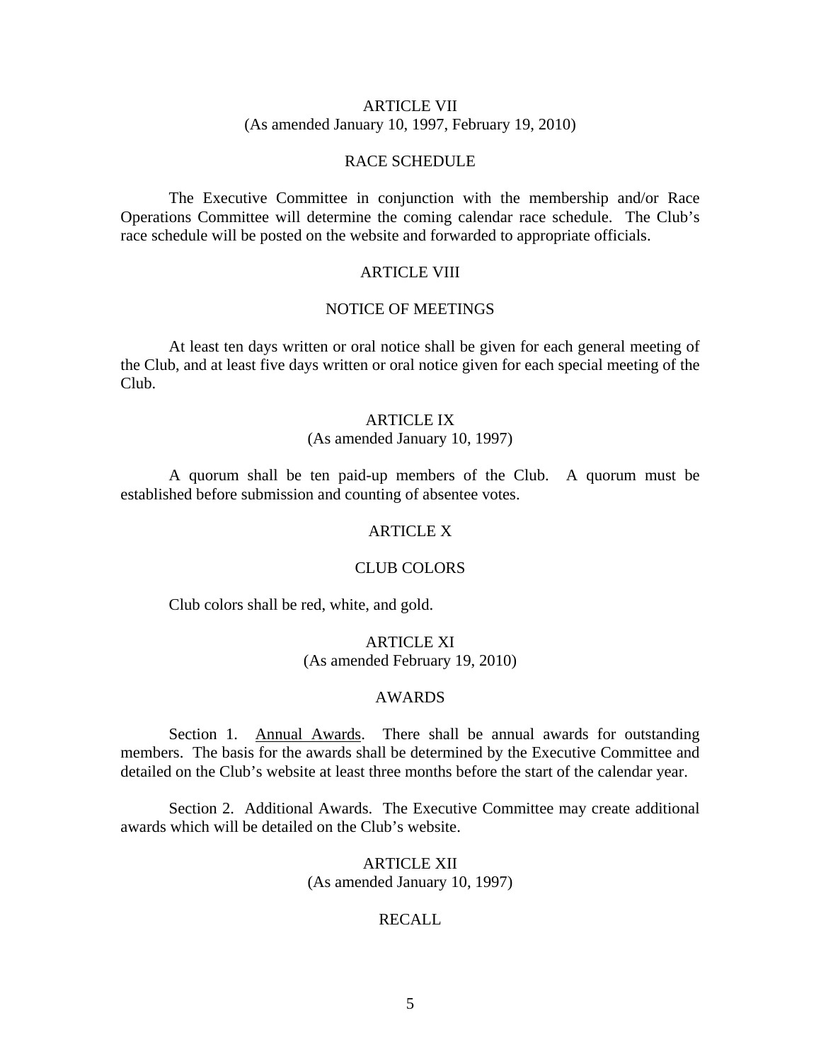## ARTICLE VII
(As amended January 10, 1997, February 19, 2010)

### RACE SCHEDULE

The Executive Committee in conjunction with the membership and/or Race Operations Committee will determine the coming calendar race schedule. The Club's race schedule will be posted on the website and forwarded to appropriate officials.

## ARTICLE VIII

### NOTICE OF MEETINGS

At least ten days written or oral notice shall be given for each general meeting of the Club, and at least five days written or oral notice given for each special meeting of the Club.

## ARTICLE IX
(As amended January 10, 1997)

A quorum shall be ten paid-up members of the Club. A quorum must be established before submission and counting of absentee votes.

## ARTICLE X

### CLUB COLORS

Club colors shall be red, white, and gold.

## ARTICLE XI
(As amended February 19, 2010)

### AWARDS

Section 1. <u>Annual Awards</u>. There shall be annual awards for outstanding members. The basis for the awards shall be determined by the Executive Committee and detailed on the Club's website at least three months before the start of the calendar year.

Section 2. Additional Awards. The Executive Committee may create additional awards which will be detailed on the Club's website.

## ARTICLE XII
(As amended January 10, 1997)

### RECALL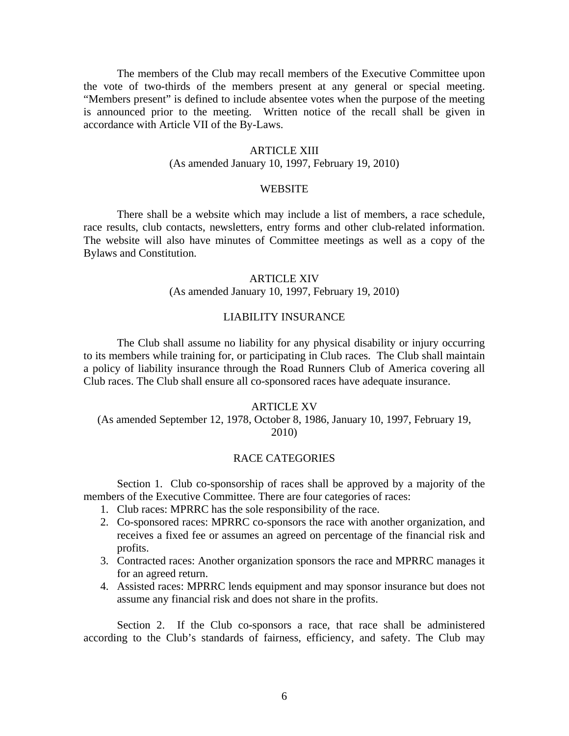The members of the Club may recall members of the Executive Committee upon the vote of two-thirds of the members present at any general or special meeting. "Members present" is defined to include absentee votes when the purpose of the meeting is announced prior to the meeting. Written notice of the recall shall be given in accordance with Article VII of the By-Laws.

## ARTICLE XIII

(As amended January 10, 1997, February 19, 2010)

### WEBSITE

There shall be a website which may include a list of members, a race schedule, race results, club contacts, newsletters, entry forms and other club-related information. The website will also have minutes of Committee meetings as well as a copy of the Bylaws and Constitution.

## ARTICLE XIV

(As amended January 10, 1997, February 19, 2010)

### LIABILITY INSURANCE

The Club shall assume no liability for any physical disability or injury occurring to its members while training for, or participating in Club races. The Club shall maintain a policy of liability insurance through the Road Runners Club of America covering all Club races. The Club shall ensure all co-sponsored races have adequate insurance.

## ARTICLE XV

(As amended September 12, 1978, October 8, 1986, January 10, 1997, February 19, 2010)

### RACE CATEGORIES

Section 1. Club co-sponsorship of races shall be approved by a majority of the members of the Executive Committee. There are four categories of races:

1. Club races: MPRRC has the sole responsibility of the race.
2. Co-sponsored races: MPRRC co-sponsors the race with another organization, and receives a fixed fee or assumes an agreed on percentage of the financial risk and profits.
3. Contracted races: Another organization sponsors the race and MPRRC manages it for an agreed return.
4. Assisted races: MPRRC lends equipment and may sponsor insurance but does not assume any financial risk and does not share in the profits.

Section 2. If the Club co-sponsors a race, that race shall be administered according to the Club's standards of fairness, efficiency, and safety. The Club may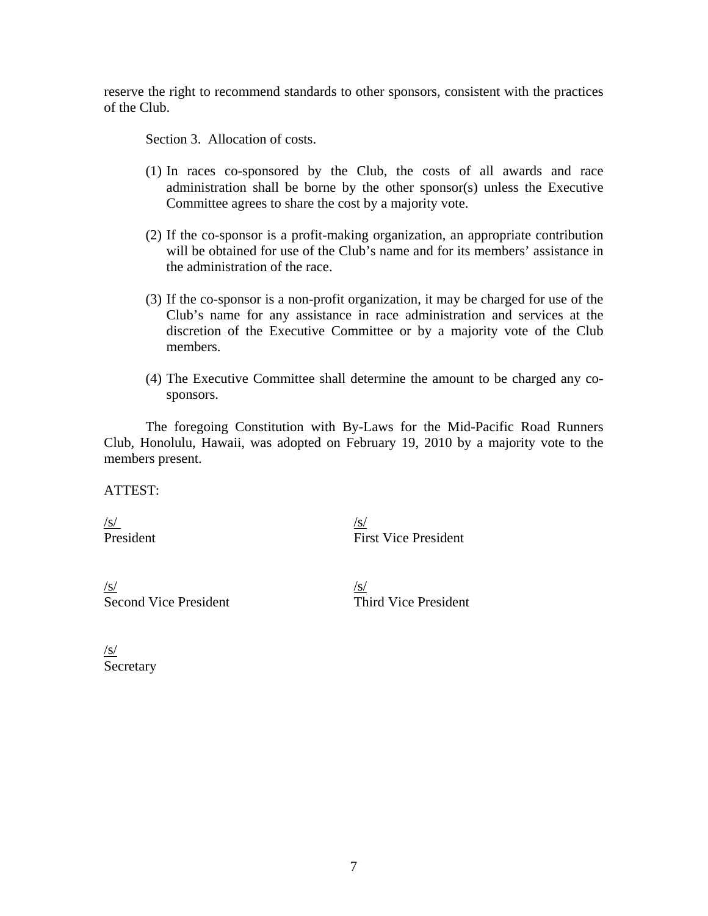reserve the right to recommend standards to other sponsors, consistent with the practices of the Club.

Section 3. Allocation of costs.

(1) In races co-sponsored by the Club, the costs of all awards and race administration shall be borne by the other sponsor(s) unless the Executive Committee agrees to share the cost by a majority vote.

(2) If the co-sponsor is a profit-making organization, an appropriate contribution will be obtained for use of the Club's name and for its members' assistance in the administration of the race.

(3) If the co-sponsor is a non-profit organization, it may be charged for use of the Club's name for any assistance in race administration and services at the discretion of the Executive Committee or by a majority vote of the Club members.

(4) The Executive Committee shall determine the amount to be charged any co-sponsors.

The foregoing Constitution with By-Laws for the Mid-Pacific Road Runners Club, Honolulu, Hawaii, was adopted on February 19, 2010 by a majority vote to the members present.

ATTEST:

/s/
President

/s/
First Vice President

/s/
Second Vice President

/s/
Third Vice President

/s/
Secretary